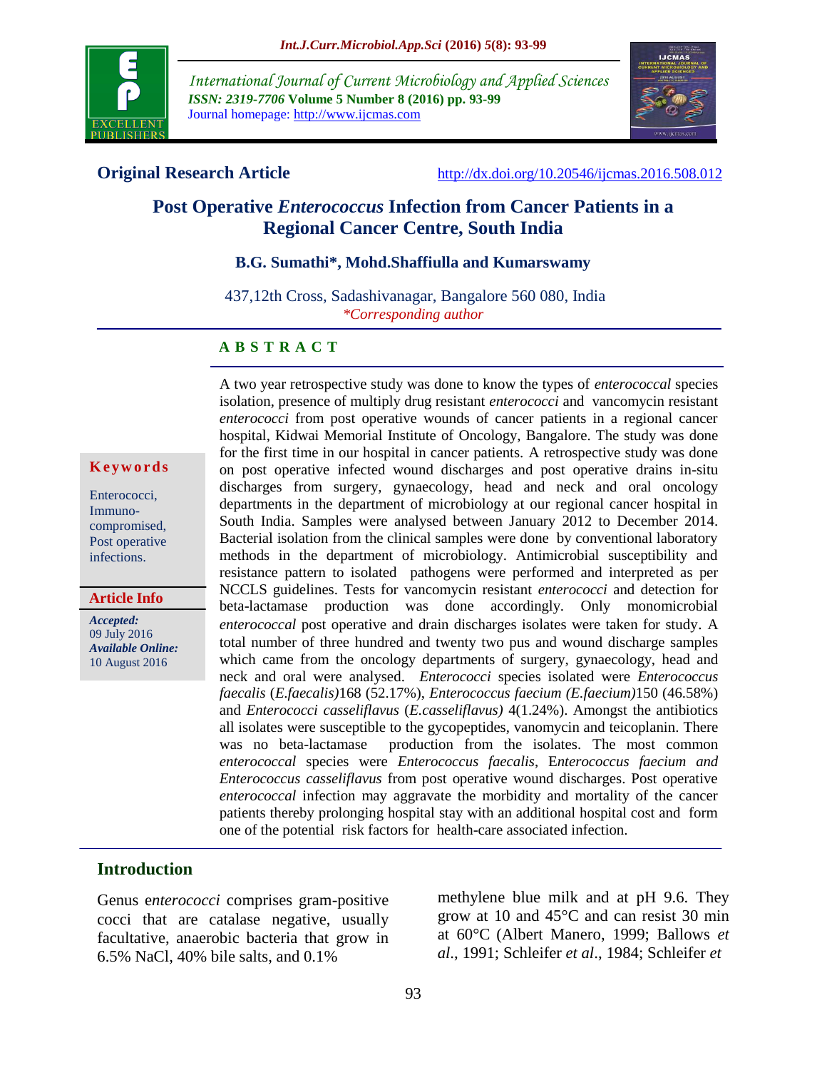International Journal of Current Microbiology and Applied Sciences
*ISSN: 2319-7706* **Volume 5 Number 8 (2016) pp. 93-99**
Journal homepage: http://www.ijcmas.com

**Original Research Article** http://dx.doi.org/10.20546/ijcmas.2016.508.012

# Post Operative *Enterococcus* Infection from Cancer Patients in a Regional Cancer Centre, South India

**B.G. Sumathi\*, Mohd.Shaffiulla and Kumarswamy**

437,12th Cross, Sadashivanagar, Bangalore 560 080, India
*\*Corresponding author*

**Keywords**

Enterococci, Immuno-compromised, Post operative infections.

**Article Info**

*Accepted:* 09 July 2016
*Available Online:* 10 August 2016

## ABSTRACT

A two year retrospective study was done to know the types of *enterococcal* species isolation, presence of multiply drug resistant *enterococci* and vancomycin resistant *enterococci* from post operative wounds of cancer patients in a regional cancer hospital, Kidwai Memorial Institute of Oncology, Bangalore. The study was done for the first time in our hospital in cancer patients. A retrospective study was done on post operative infected wound discharges and post operative drains in-situ discharges from surgery, gynaecology, head and neck and oral oncology departments in the department of microbiology at our regional cancer hospital in South India. Samples were analysed between January 2012 to December 2014. Bacterial isolation from the clinical samples were done by conventional laboratory methods in the department of microbiology. Antimicrobial susceptibility and resistance pattern to isolated pathogens were performed and interpreted as per NCCLS guidelines. Tests for vancomycin resistant *enterococci* and detection for beta-lactamase production was done accordingly. Only monomicrobial *enterococcal* post operative and drain discharges isolates were taken for study. A total number of three hundred and twenty two pus and wound discharge samples which came from the oncology departments of surgery, gynaecology, head and neck and oral were analysed. *Enterococci* species isolated were *Enterococcus faecalis* (*E.faecalis)*168 (52.17%), *Enterococcus faecium (E.faecium)*150 (46.58%) and *Enterococci casseliflavus* (*E.casseliflavus)* 4(1.24%). Amongst the antibiotics all isolates were susceptible to the gycopeptides, vanomycin and teicoplanin. There was no beta-lactamase production from the isolates. The most common *enterococcal* species were *Enterococcus faecalis*, E*nterococcus faecium and Enterococcus casseliflavus* from post operative wound discharges. Post operative *enterococcal* infection may aggravate the morbidity and mortality of the cancer patients thereby prolonging hospital stay with an additional hospital cost and form one of the potential risk factors for health-care associated infection.

## Introduction

Genus e*nterococci* comprises gram-positive cocci that are catalase negative, usually facultative, anaerobic bacteria that grow in 6.5% NaCl, 40% bile salts, and 0.1% methylene blue milk and at pH 9.6. They grow at 10 and 45°C and can resist 30 min at 60°C (Albert Manero, 1999; Ballows *et al*., 1991; Schleifer *et al*., 1984; Schleifer *et*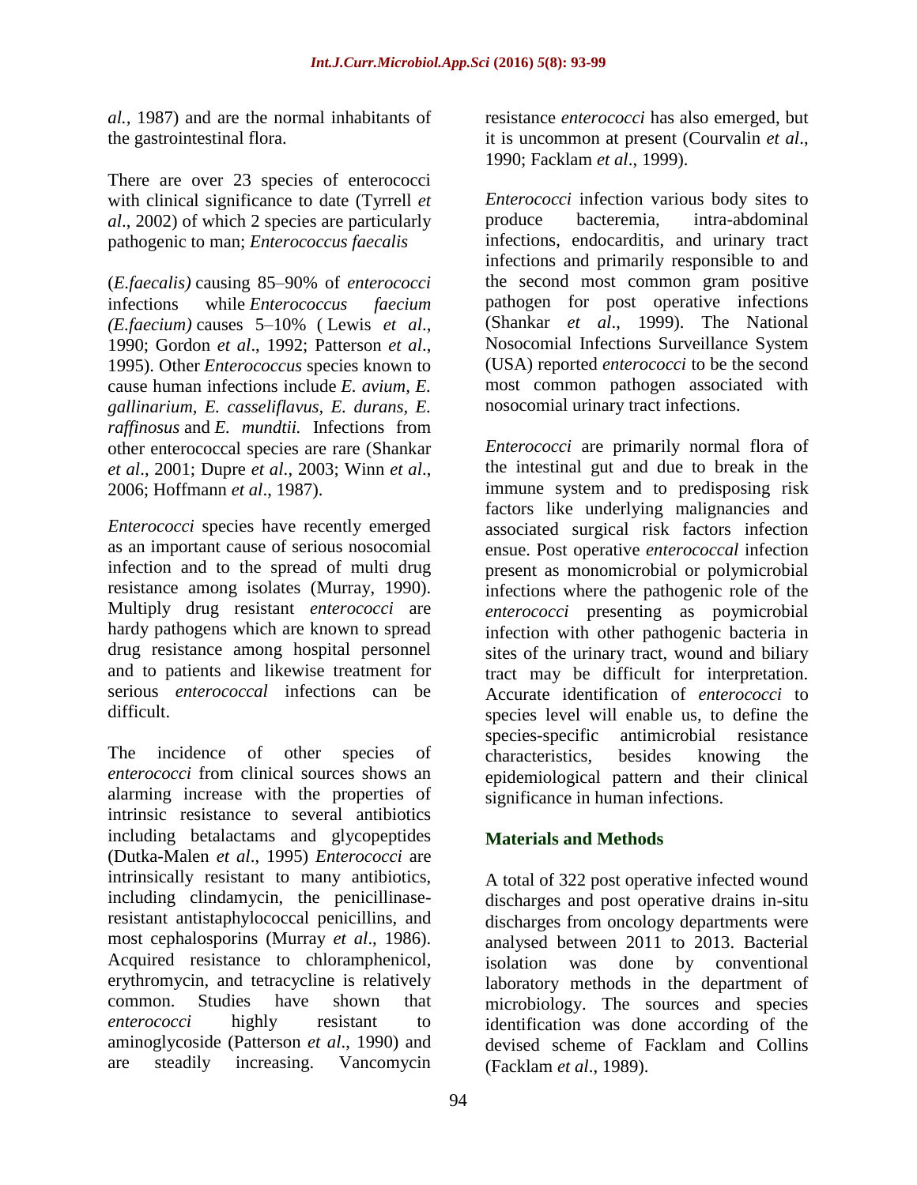*al*., 1987) and are the normal inhabitants of the gastrointestinal flora.

There are over 23 species of enterococci with clinical significance to date (Tyrrell *et al*., 2002) of which 2 species are particularly pathogenic to man; *Enterococcus faecalis*

(*E.faecalis)* causing 85–90% of *enterococci* infections while *Enterococcus faecium (E.faecium)* causes 5–10% ( Lewis *et al*., 1990; Gordon *et al*., 1992; Patterson *et al*., 1995). Other *Enterococcus* species known to cause human infections include *E. avium, E. gallinarium, E. casseliflavus, E. durans, E. raffinosus* and *E. mundtii.* Infections from other enterococcal species are rare (Shankar *et al*., 2001; Dupre *et al*., 2003; Winn *et al*., 2006; Hoffmann *et al*., 1987).

*Enterococci* species have recently emerged as an important cause of serious nosocomial infection and to the spread of multi drug resistance among isolates (Murray, 1990). Multiply drug resistant *enterococci* are hardy pathogens which are known to spread drug resistance among hospital personnel and to patients and likewise treatment for serious *enterococcal* infections can be difficult.

The incidence of other species of *enterococci* from clinical sources shows an alarming increase with the properties of intrinsic resistance to several antibiotics including betalactams and glycopeptides (Dutka-Malen *et al*., 1995) *Enterococci* are intrinsically resistant to many antibiotics, including clindamycin, the penicillinase-resistant antistaphylococcal penicillins, and most cephalosporins (Murray *et al*., 1986). Acquired resistance to chloramphenicol, erythromycin, and tetracycline is relatively common. Studies have shown that *enterococci* highly resistant to aminoglycoside (Patterson *et al*., 1990) and are steadily increasing. Vancomycin resistance *enterococci* has also emerged, but it is uncommon at present (Courvalin *et al*., 1990; Facklam *et al*., 1999).

*Enterococci* infection various body sites to produce bacteremia, intra-abdominal infections, endocarditis, and urinary tract infections and primarily responsible to and the second most common gram positive pathogen for post operative infections (Shankar *et al*., 1999). The National Nosocomial Infections Surveillance System (USA) reported *enterococci* to be the second most common pathogen associated with nosocomial urinary tract infections.

*Enterococci* are primarily normal flora of the intestinal gut and due to break in the immune system and to predisposing risk factors like underlying malignancies and associated surgical risk factors infection ensue. Post operative *enterococcal* infection present as monomicrobial or polymicrobial infections where the pathogenic role of the *enterococci* presenting as poymicrobial infection with other pathogenic bacteria in sites of the urinary tract, wound and biliary tract may be difficult for interpretation. Accurate identification of *enterococci* to species level will enable us, to define the species-specific antimicrobial resistance characteristics, besides knowing the epidemiological pattern and their clinical significance in human infections.

## Materials and Methods

A total of 322 post operative infected wound discharges and post operative drains in-situ discharges from oncology departments were analysed between 2011 to 2013. Bacterial isolation was done by conventional laboratory methods in the department of microbiology. The sources and species identification was done according of the devised scheme of Facklam and Collins (Facklam *et al*., 1989).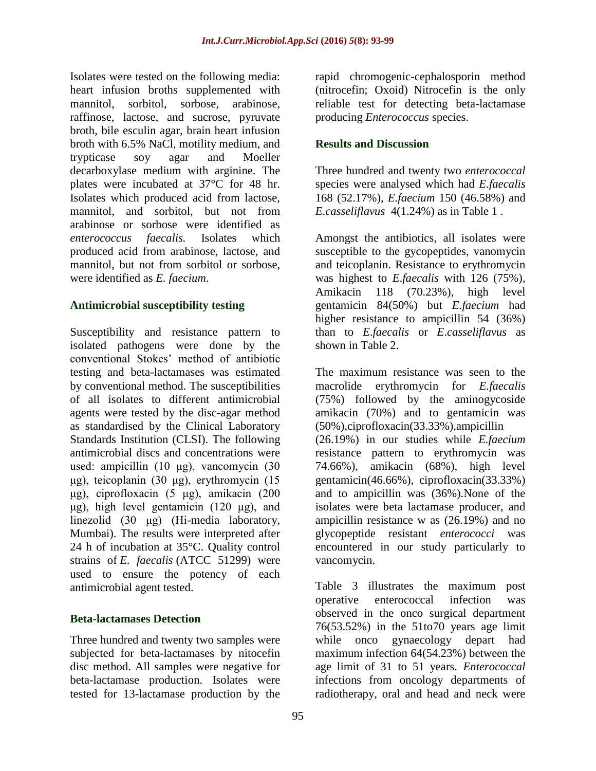Isolates were tested on the following media: heart infusion broths supplemented with mannitol, sorbitol, sorbose, arabinose, raffinose, lactose, and sucrose, pyruvate broth, bile esculin agar, brain heart infusion broth with 6.5% NaCl, motility medium, and trypticase soy agar and Moeller decarboxylase medium with arginine. The plates were incubated at 37°C for 48 hr. Isolates which produced acid from lactose, mannitol, and sorbitol, but not from arabinose or sorbose were identified as *enterococcus faecalis.* Isolates which produced acid from arabinose, lactose, and mannitol, but not from sorbitol or sorbose, were identified as *E. faecium*.

### Antimicrobial susceptibility testing

Susceptibility and resistance pattern to isolated pathogens were done by the conventional Stokes' method of antibiotic testing and beta-lactamases was estimated by conventional method. The susceptibilities of all isolates to different antimicrobial agents were tested by the disc-agar method as standardised by the Clinical Laboratory Standards Institution (CLSI). The following antimicrobial discs and concentrations were used: ampicillin (10 μg), vancomycin (30 μg), teicoplanin (30 μg), erythromycin (15 μg), ciprofloxacin (5 μg), amikacin (200 μg), high level gentamicin (120 μg), and linezolid (30 μg) (Hi-media laboratory, Mumbai). The results were interpreted after 24 h of incubation at 35°C. Quality control strains of *E. faecalis* (ATCC 51299) were used to ensure the potency of each antimicrobial agent tested.

### Beta-lactamases Detection

Three hundred and twenty two samples were subjected for beta-lactamases by nitocefin disc method. All samples were negative for beta-lactamase production. Isolates were tested for 13-lactamase production by the rapid chromogenic-cephalosporin method (nitrocefin; Oxoid) Nitrocefin is the only reliable test for detecting beta-lactamase producing *Enterococcus* species.

## Results and Discussion

Three hundred and twenty two *enterococcal* species were analysed which had *E.faecalis* 168 (52.17%), *E.faecium* 150 (46.58%) and *E.casseliflavus* 4(1.24%) as in Table 1 .

Amongst the antibiotics, all isolates were susceptible to the gycopeptides, vanomycin and teicoplanin. Resistance to erythromycin was highest to *E.faecalis* with 126 (75%), Amikacin 118 (70.23%), high level gentamicin 84(50%) but *E.faecium* had higher resistance to ampicillin 54 (36%) than to *E.faecalis* or *E.casseliflavus* as shown in Table 2.

The maximum resistance was seen to the macrolide erythromycin for *E.faecalis* (75%) followed by the aminogycoside amikacin (70%) and to gentamicin was (50%),ciprofloxacin(33.33%),ampicillin (26.19%) in our studies while *E.faecium* resistance pattern to erythromycin was 74.66%), amikacin (68%), high level gentamicin(46.66%), ciprofloxacin(33.33%) and to ampicillin was (36%).None of the isolates were beta lactamase producer, and ampicillin resistance w as (26.19%) and no glycopeptide resistant *enterococci* was encountered in our study particularly to vancomycin.

Table 3 illustrates the maximum post operative enterococcal infection was observed in the onco surgical department 76(53.52%) in the 51to70 years age limit while onco gynaecology depart had maximum infection 64(54.23%) between the age limit of 31 to 51 years. *Enterococcal* infections from oncology departments of radiotherapy, oral and head and neck were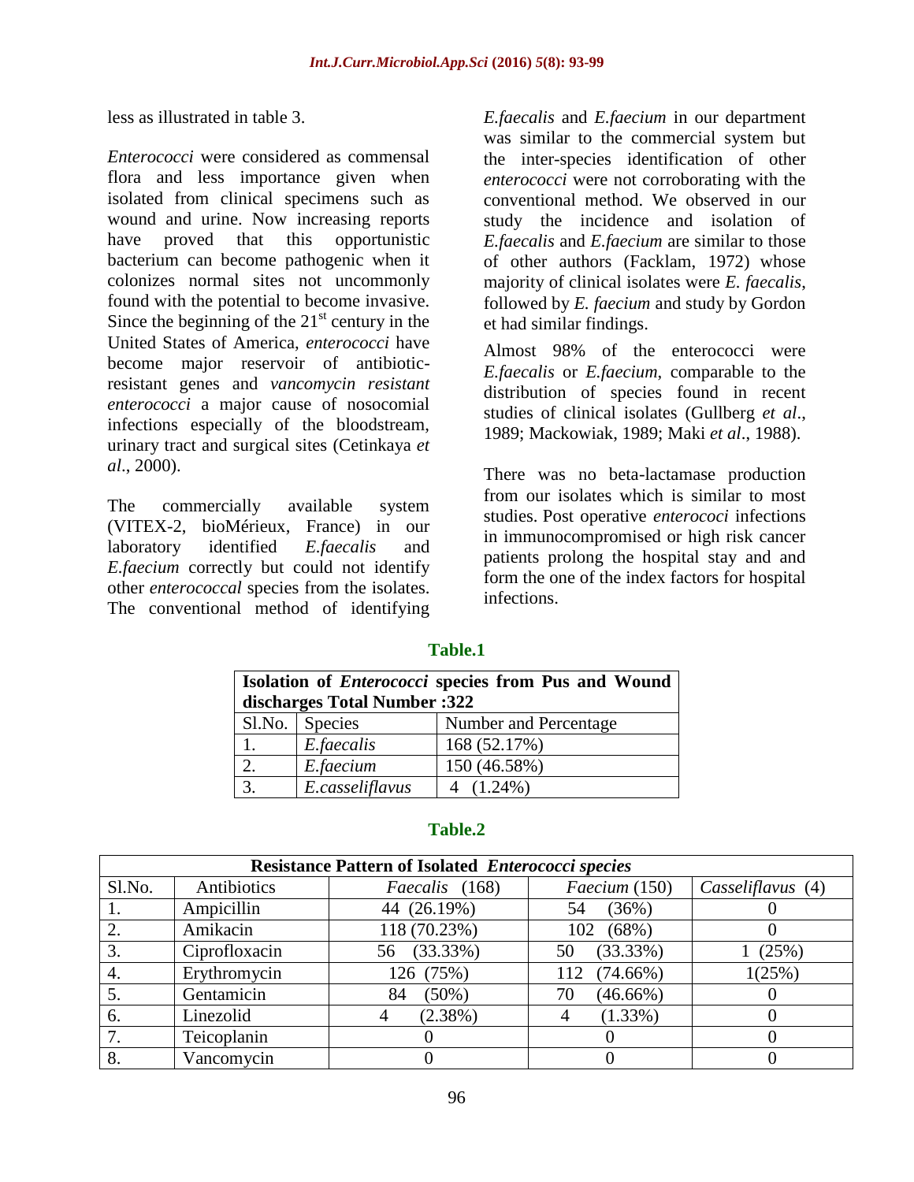less as illustrated in table 3.

*Enterococci* were considered as commensal flora and less importance given when isolated from clinical specimens such as wound and urine. Now increasing reports have proved that this opportunistic bacterium can become pathogenic when it colonizes normal sites not uncommonly found with the potential to become invasive. Since the beginning of the 21st century in the United States of America, *enterococci* have become major reservoir of antibiotic-resistant genes and *vancomycin resistant enterococci* a major cause of nosocomial infections especially of the bloodstream, urinary tract and surgical sites (Cetinkaya *et al*., 2000).

The commercially available system (VITEX-2, bioMérieux, France) in our laboratory identified *E.faecalis* and *E.faecium* correctly but could not identify other *enterococcal* species from the isolates. The conventional method of identifying *E.faecalis* and *E.faecium* in our department was similar to the commercial system but the inter-species identification of other *enterococci* were not corroborating with the conventional method. We observed in our study the incidence and isolation of *E.faecalis* and *E.faecium* are similar to those of other authors (Facklam, 1972) whose majority of clinical isolates were *E. faecalis*, followed by *E. faecium* and study by Gordon et had similar findings.

Almost 98% of the enterococci were *E.faecalis* or *E.faecium*, comparable to the distribution of species found in recent studies of clinical isolates (Gullberg *et al*., 1989; Mackowiak, 1989; Maki *et al*., 1988).

There was no beta-lactamase production from our isolates which is similar to most studies. Post operative *enterococci* infections in immunocompromised or high risk cancer patients prolong the hospital stay and and form the one of the index factors for hospital infections.

**Table.1**

| **Isolation of *Enterococci* species from Pus and Wound discharges Total Number :322** | | |
|---|---|---|
| Sl.No. | Species | Number and Percentage |
| 1. | *E.faecalis* | 168 (52.17%) |
| 2. | *E.faecium* | 150 (46.58%) |
| 3. | *E.casseliflavus* | 4 (1.24%) |

**Table.2**

| **Resistance Pattern of Isolated *Enterococci species*** | | | | |
|---|---|---|---|---|
| Sl.No. | Antibiotics | *Faecalis* (168) | *Faecium* (150) | *Casseliflavus* (4) |
| 1. | Ampicillin | 44 (26.19%) | 54 (36%) | 0 |
| 2. | Amikacin | 118 (70.23%) | 102 (68%) | 0 |
| 3. | Ciprofloxacin | 56 (33.33%) | 50 (33.33%) | 1 (25%) |
| 4. | Erythromycin | 126 (75%) | 112 (74.66%) | 1(25%) |
| 5. | Gentamicin | 84 (50%) | 70 (46.66%) | 0 |
| 6. | Linezolid | 4 (2.38%) | 4 (1.33%) | 0 |
| 7. | Teicoplanin | 0 | 0 | 0 |
| 8. | Vancomycin | 0 | 0 | 0 |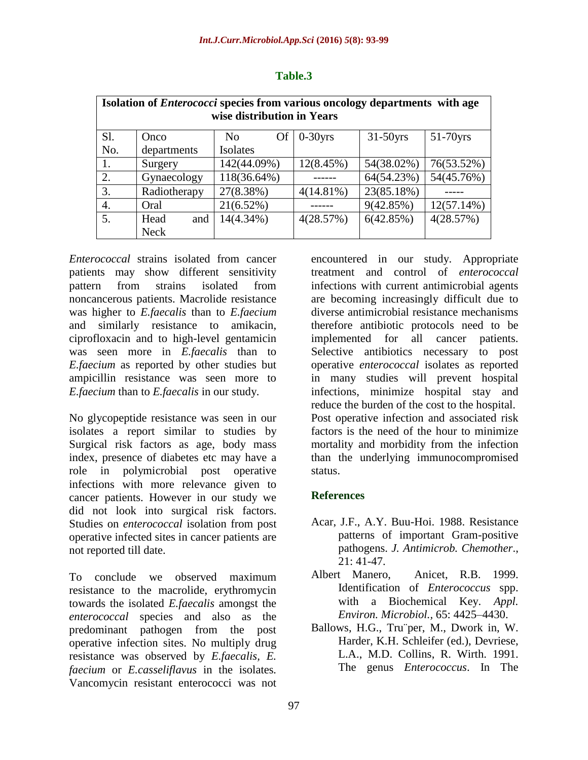**Table.3**

| **Isolation of *Enterococci* species from various oncology departments with age wise distribution in Years** | | | | | |
|---|---|---|---|---|---|
| Sl. No. | Onco departments | No Of Isolates | 0-30yrs | 31-50yrs | 51-70yrs |
| 1. | Surgery | 142(44.09%) | 12(8.45%) | 54(38.02%) | 76(53.52%) |
| 2. | Gynaecology | 118(36.64%) | ------ | 64(54.23%) | 54(45.76%) |
| 3. | Radiotherapy | 27(8.38%) | 4(14.81%) | 23(85.18%) | ----- |
| 4. | Oral | 21(6.52%) | ------ | 9(42.85%) | 12(57.14%) |
| 5. | Head and Neck | 14(4.34%) | 4(28.57%) | 6(42.85%) | 4(28.57%) |

*Enterococcal* strains isolated from cancer patients may show different sensitivity pattern from strains isolated from noncancerous patients. Macrolide resistance was higher to *E.faecalis* than to *E.faecium* and similarly resistance to amikacin, ciprofloxacin and to high-level gentamicin was seen more in *E.faecalis* than to *E.faecium* as reported by other studies but ampicillin resistance was seen more to *E.faecium* than to *E.faecalis* in our study.

No glycopeptide resistance was seen in our isolates a report similar to studies by Surgical risk factors as age, body mass index, presence of diabetes etc may have a role in polymicrobial post operative infections with more relevance given to cancer patients. However in our study we did not look into surgical risk factors. Studies on *enterococcal* isolation from post operative infected sites in cancer patients are not reported till date.

To conclude we observed maximum resistance to the macrolide, erythromycin towards the isolated *E.faecalis* amongst the *enterococcal* species and also as the predominant pathogen from the post operative infection sites. No multiply drug resistance was observed by *E.faecalis, E. faecium* or *E.casseliflavus* in the isolates. Vancomycin resistant enterococci was not encountered in our study. Appropriate treatment and control of *enterococcal* infections with current antimicrobial agents are becoming increasingly difficult due to diverse antimicrobial resistance mechanisms therefore antibiotic protocols need to be implemented for all cancer patients. Selective antibiotics necessary to post operative *enterococcal* isolates as reported in many studies will prevent hospital infections, minimize hospital stay and reduce the burden of the cost to the hospital. Post operative infection and associated risk factors is the need of the hour to minimize mortality and morbidity from the infection than the underlying immunocompromised status.

## References

Acar, J.F., A.Y. Buu-Hoi. 1988. Resistance patterns of important Gram-positive pathogens. *J. Antimicrob. Chemother*., 21: 41-47.

Albert Manero, Anicet, R.B. 1999. Identification of *Enterococcus* spp. with a Biochemical Key. *Appl. Environ. Microbiol.*, 65: 4425–4430.

Ballows, H.G., Tru¨per, M., Dwork in, W. Harder, K.H. Schleifer (ed.), Devriese, L.A., M.D. Collins, R. Wirth. 1991. The genus *Enterococcus*. In The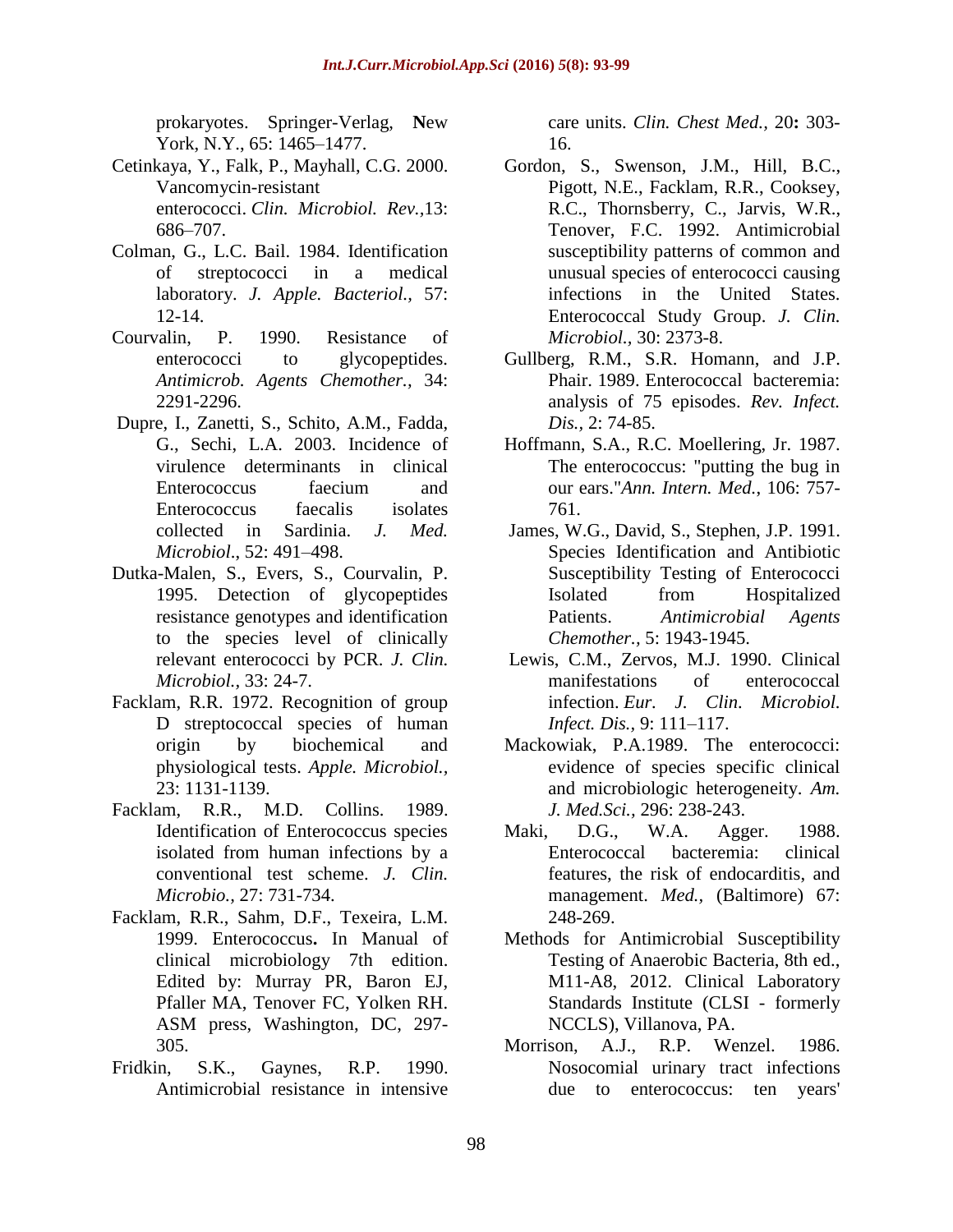prokaryotes. Springer-Verlag, New York, N.Y., 65: 1465–1477.

Cetinkaya, Y., Falk, P., Mayhall, C.G. 2000. Vancomycin-resistant enterococci. *Clin. Microbiol. Rev.*,13: 686–707.

Colman, G., L.C. Bail. 1984. Identification of streptococci in a medical laboratory. *J. Apple. Bacteriol.,* 57: 12-14.

Courvalin, P. 1990. Resistance of enterococci to glycopeptides. *Antimicrob. Agents Chemother.,* 34: 2291-2296.

Dupre, I., Zanetti, S., Schito, A.M., Fadda, G., Sechi, L.A. 2003. Incidence of virulence determinants in clinical Enterococcus faecium and Enterococcus faecalis isolates collected in Sardinia. *J. Med. Microbiol*., 52: 491–498.

Dutka-Malen, S., Evers, S., Courvalin, P. 1995. Detection of glycopeptides resistance genotypes and identification to the species level of clinically relevant enterococci by PCR. *J. Clin. Microbiol.,* 33: 24-7.

Facklam, R.R. 1972. Recognition of group D streptococcal species of human origin by biochemical and physiological tests. *Apple. Microbiol.,* 23: 1131-1139.

Facklam, R.R., M.D. Collins. 1989. Identification of Enterococcus species isolated from human infections by a conventional test scheme. *J. Clin. Microbio.,* 27: 731-734.

Facklam, R.R., Sahm, D.F., Texeira, L.M. 1999. Enterococcus**.** In Manual of clinical microbiology 7th edition. Edited by: Murray PR, Baron EJ, Pfaller MA, Tenover FC, Yolken RH. ASM press, Washington, DC, 297-305.

Fridkin, S.K., Gaynes, R.P. 1990. Antimicrobial resistance in intensive care units. *Clin. Chest Med.,* 20**:** 303-16.

Gordon, S., Swenson, J.M., Hill, B.C., Pigott, N.E., Facklam, R.R., Cooksey, R.C., Thornsberry, C., Jarvis, W.R., Tenover, F.C. 1992. Antimicrobial susceptibility patterns of common and unusual species of enterococci causing infections in the United States. Enterococcal Study Group. *J. Clin. Microbiol.,* 30: 2373-8.

Gullberg, R.M., S.R. Homann, and J.P. Phair. 1989. Enterococcal bacteremia: analysis of 75 episodes. *Rev. Infect. Dis.,* 2: 74-85.

Hoffmann, S.A., R.C. Moellering, Jr. 1987. The enterococcus: "putting the bug in our ears."*Ann. Intern. Med.,* 106: 757-761.

James, W.G., David, S., Stephen, J.P. 1991. Species Identification and Antibiotic Susceptibility Testing of Enterococci Isolated from Hospitalized Patients. *Antimicrobial Agents Chemother.,* 5: 1943-1945.

Lewis, C.M., Zervos, M.J. 1990. Clinical manifestations of enterococcal infection. *Eur. J. Clin. Microbiol. Infect. Dis.,* 9: 111–117.

Mackowiak, P.A.1989. The enterococci: evidence of species specific clinical and microbiologic heterogeneity. *Am. J. Med.Sci.,* 296: 238-243.

Maki, D.G., W.A. Agger. 1988. Enterococcal bacteremia: clinical features, the risk of endocarditis, and management. *Med.,* (Baltimore) 67: 248-269.

Methods for Antimicrobial Susceptibility Testing of Anaerobic Bacteria, 8th ed., M11-A8, 2012. Clinical Laboratory Standards Institute (CLSI - formerly NCCLS), Villanova, PA.

Morrison, A.J., R.P. Wenzel. 1986. Nosocomial urinary tract infections due to enterococcus: ten years'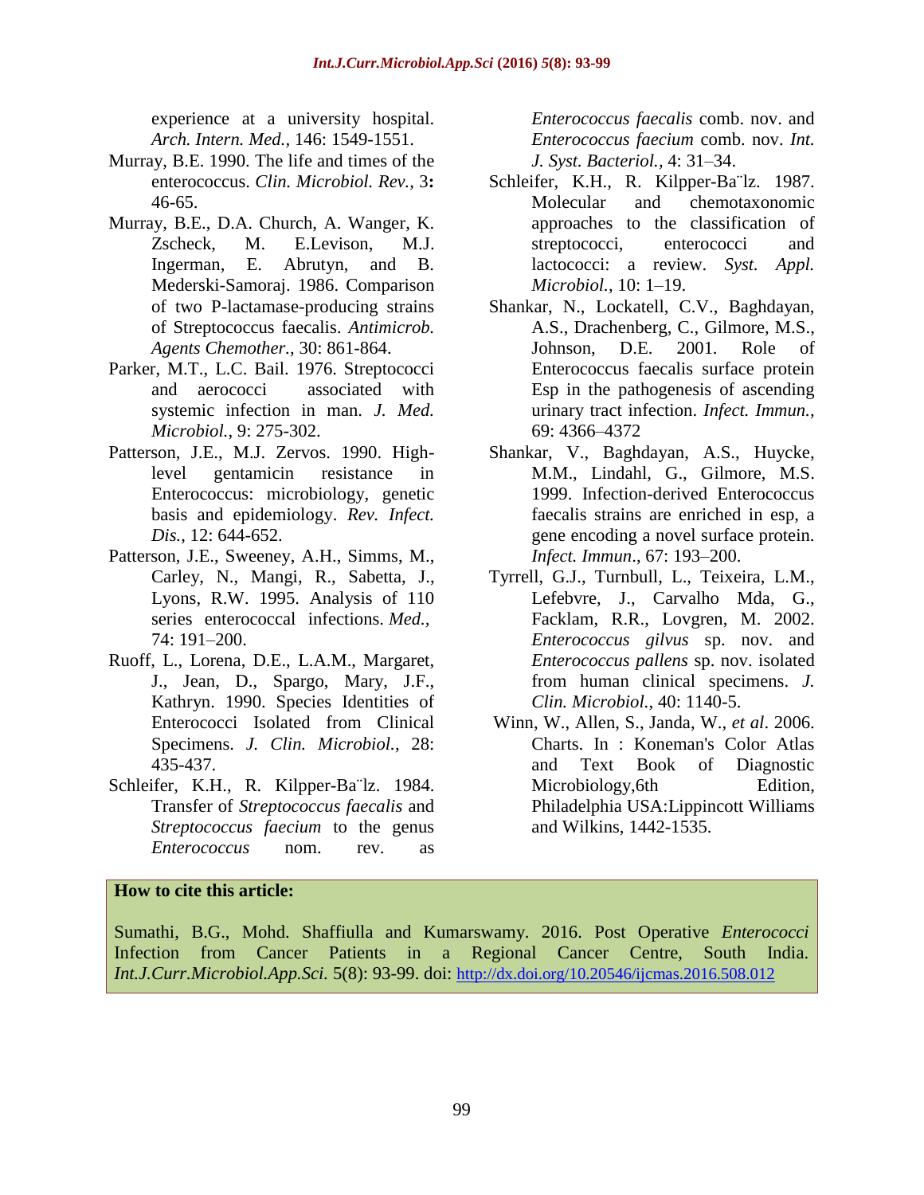experience at a university hospital. *Arch. Intern. Med.*, 146: 1549-1551.

Murray, B.E. 1990. The life and times of the enterococcus. *Clin. Microbiol. Rev.*, 3**:** 46-65.

Murray, B.E., D.A. Church, A. Wanger, K. Zscheck, M. E.Levison, M.J. Ingerman, E. Abrutyn, and B. Mederski-Samoraj. 1986. Comparison of two P-lactamase-producing strains of Streptococcus faecalis. *Antimicrob. Agents Chemother.*, 30: 861-864.

Parker, M.T., L.C. Bail. 1976. Streptococci and aerococci associated with systemic infection in man. *J. Med. Microbiol.*, 9: 275-302.

Patterson, J.E., M.J. Zervos. 1990. High-level gentamicin resistance in Enterococcus: microbiology, genetic basis and epidemiology. *Rev. Infect. Dis.*, 12: 644-652.

Patterson, J.E., Sweeney, A.H., Simms, M., Carley, N., Mangi, R., Sabetta, J., Lyons, R.W. 1995. Analysis of 110 series enterococcal infections. *Med.*, 74: 191–200.

Ruoff, L., Lorena, D.E., L.A.M., Margaret, J., Jean, D., Spargo, Mary, J.F., Kathryn. 1990. Species Identities of Enterococci Isolated from Clinical Specimens. *J. Clin. Microbiol.*, 28: 435-437.

Schleifer, K.H., R. Kilpper-Ba¨lz. 1984. Transfer of *Streptococcus faecalis* and *Streptococcus faecium* to the genus *Enterococcus* nom. rev. as *Enterococcus faecalis* comb. nov. and *Enterococcus faecium* comb. nov. *Int. J. Syst. Bacteriol.*, 4: 31–34.

Schleifer, K.H., R. Kilpper-Ba¨lz. 1987. Molecular and chemotaxonomic approaches to the classification of streptococci, enterococci and lactococci: a review. *Syst. Appl. Microbiol.*, 10: 1–19.

Shankar, N., Lockatell, C.V., Baghdayan, A.S., Drachenberg, C., Gilmore, M.S., Johnson, D.E. 2001. Role of Enterococcus faecalis surface protein Esp in the pathogenesis of ascending urinary tract infection. *Infect. Immun.*, 69: 4366–4372

Shankar, V., Baghdayan, A.S., Huycke, M.M., Lindahl, G., Gilmore, M.S. 1999. Infection-derived Enterococcus faecalis strains are enriched in esp, a gene encoding a novel surface protein. *Infect. Immun*., 67: 193–200.

Tyrrell, G.J., Turnbull, L., Teixeira, L.M., Lefebvre, J., Carvalho Mda, G., Facklam, R.R., Lovgren, M. 2002. *Enterococcus gilvus* sp. nov. and *Enterococcus pallens* sp. nov. isolated from human clinical specimens. *J. Clin. Microbiol.*, 40: 1140-5.

Winn, W., Allen, S., Janda, W., *et al*. 2006. Charts. In : Koneman's Color Atlas and Text Book of Diagnostic Microbiology,6th Edition, Philadelphia USA:Lippincott Williams and Wilkins, 1442-1535.

**How to cite this article:**

Sumathi, B.G., Mohd. Shaffiulla and Kumarswamy. 2016. Post Operative *Enterococci* Infection from Cancer Patients in a Regional Cancer Centre, South India. *Int.J.Curr.Microbiol.App.Sci.* 5(8): 93-99. doi: http://dx.doi.org/10.20546/ijcmas.2016.508.012